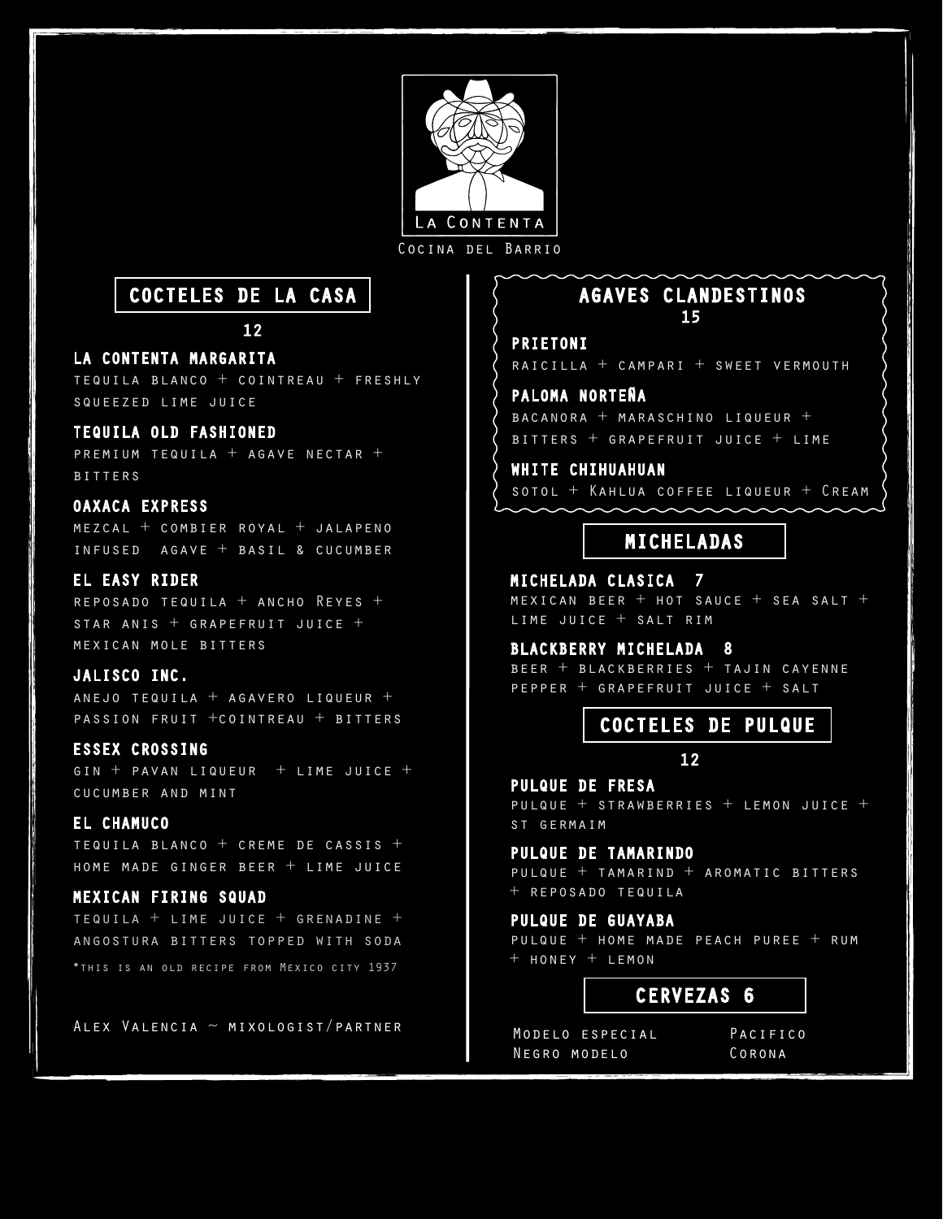# La Contenta

Cocina del Barrio

## COCTELES DE LA CASA

12

### LA CONTENTA MARGARITA
tequila blanco + cointreau + freshly squeezed lime juice

### TEQUILA OLD FASHIONED
premium tequila + agave nectar + bitters

### OAXACA EXPRESS
mezcal + combier royal + jalapeno infused agave + basil & cucumber

### EL EASY RIDER
reposado tequila + ancho Reyes + star anis + grapefruit juice + mexican mole bitters

### JALISCO INC.
anejo tequila + agavero liqueur + passion fruit +cointreau + bitters

### ESSEX CROSSING
gin + pavan liqueur + lime juice + cucumber and mint

### EL CHAMUCO
tequila blanco + creme de cassis + home made ginger beer + lime juice

### MEXICAN FIRING SQUAD
tequila + lime juice + grenadine + angostura bitters topped with soda

*this is an old recipe from Mexico city 1937

Alex Valencia ~ mixologist/partner

## AGAVES CLANDESTINOS

15

### PRIETONI
raicilla + campari + sweet vermouth

### PALOMA NORTEÑA
bacanora + maraschino liqueur + bitters + grapefruit juice + lime

### WHITE CHIHUAHUAN
sotol + Kahlua coffee liqueur + Cream

## MICHELADAS

### MICHELADA CLASICA 7
mexican beer + hot sauce + sea salt + lime juice + salt rim

### BLACKBERRY MICHELADA 8
beer + blackberries + tajin cayenne pepper + grapefruit juice + salt

## COCTELES DE PULQUE

12

### PULQUE DE FRESA
pulque + strawberries + lemon juice + st germaim

### PULQUE DE TAMARINDO
pulque + tamarind + aromatic bitters + reposado tequila

### PULQUE DE GUAYABA
pulque + home made peach puree + rum + honey + lemon

## CERVEZAS 6

Modelo especial
Negro modelo
Pacifico
Corona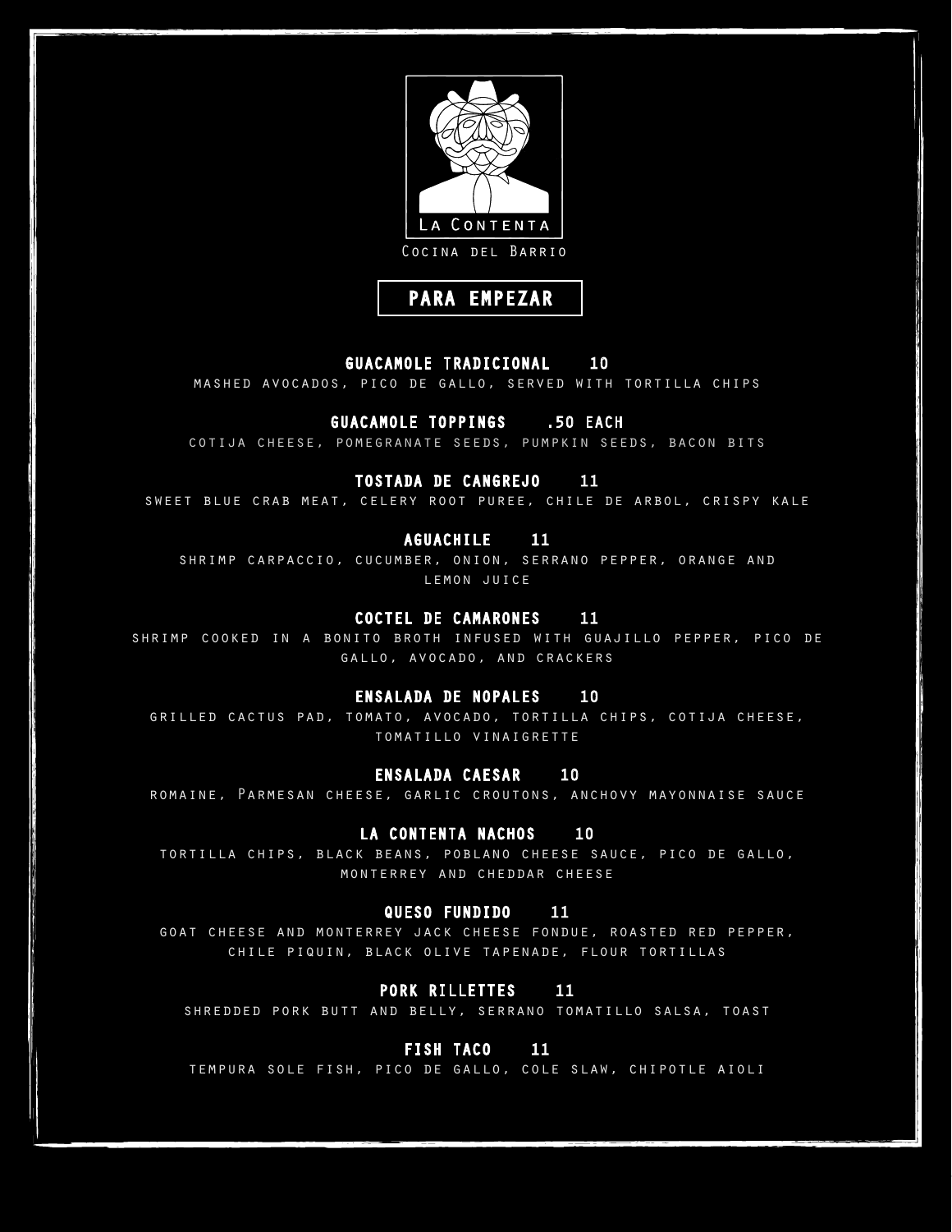La Contenta

Cocina del Barrio

# PARA EMPEZAR

**GUACAMOLE TRADICIONAL 10**
mashed avocados, pico de gallo, served with tortilla chips

**GUACAMOLE TOPPINGS .50 EACH**
cotija cheese, pomegranate seeds, pumpkin seeds, bacon bits

**TOSTADA DE CANGREJO 11**
sweet blue crab meat, celery root puree, chile de arbol, crispy kale

**AGUACHILE 11**
shrimp carpaccio, cucumber, onion, serrano pepper, orange and lemon juice

**COCTEL DE CAMARONES 11**
shrimp cooked in a bonito broth infused with guajillo pepper, pico de gallo, avocado, and crackers

**ENSALADA DE NOPALES 10**
grilled cactus pad, tomato, avocado, tortilla chips, cotija cheese, tomatillo vinaigrette

**ENSALADA CAESAR 10**
romaine, Parmesan cheese, garlic croutons, anchovy mayonnaise sauce

**LA CONTENTA NACHOS 10**
tortilla chips, black beans, poblano cheese sauce, pico de gallo, monterrey and cheddar cheese

**QUESO FUNDIDO 11**
goat cheese and monterrey jack cheese fondue, roasted red pepper, chile piquin, black olive tapenade, flour tortillas

**PORK RILLETTES 11**
shredded pork butt and belly, serrano tomatillo salsa, toast

**FISH TACO 11**
tempura sole fish, pico de gallo, cole slaw, chipotle aioli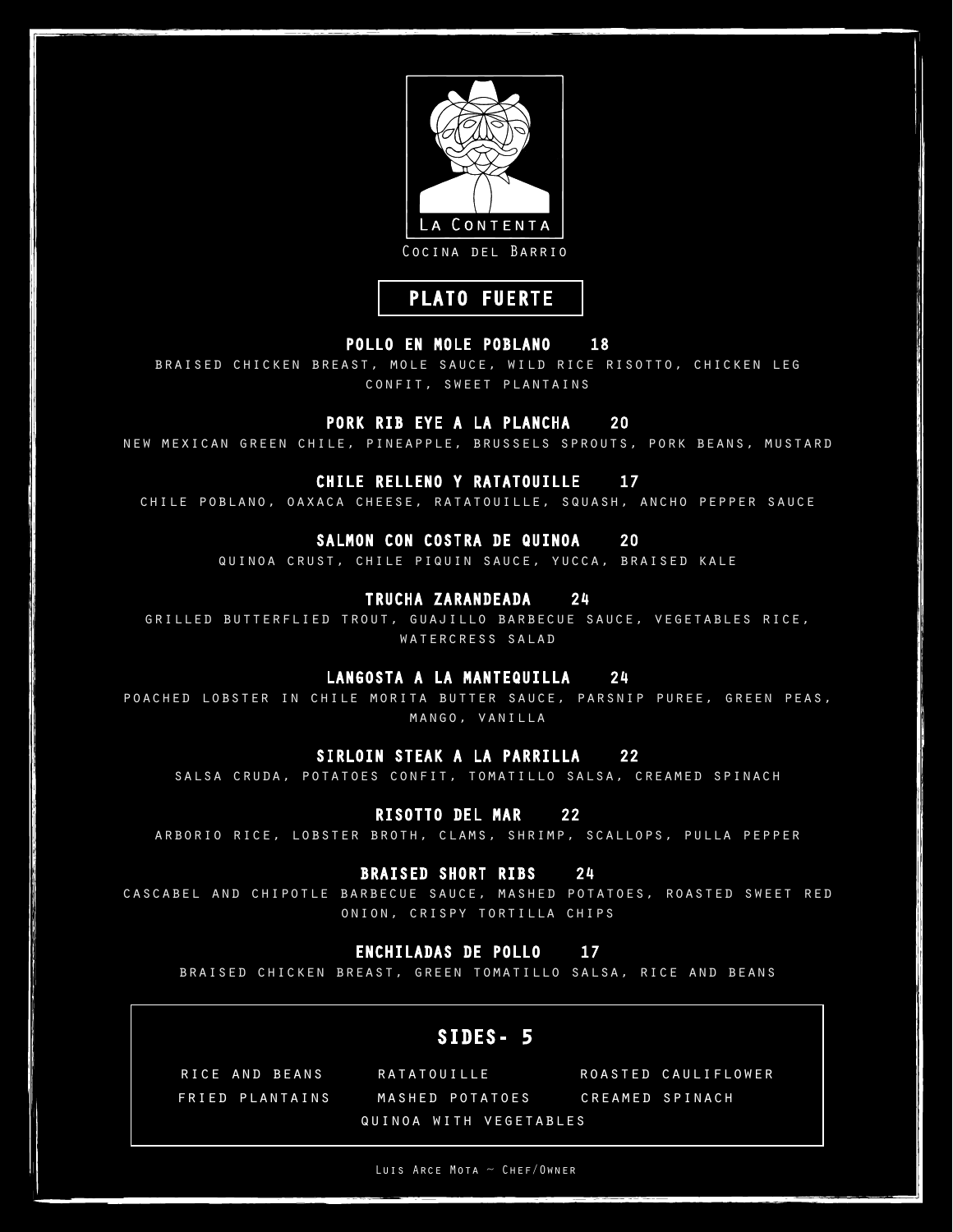La Contenta

Cocina del Barrio

## PLATO FUERTE

### POLLO EN MOLE POBLANO 18
BRAISED CHICKEN BREAST, MOLE SAUCE, WILD RICE RISOTTO, CHICKEN LEG CONFIT, SWEET PLANTAINS

### PORK RIB EYE A LA PLANCHA 20
NEW MEXICAN GREEN CHILE, PINEAPPLE, BRUSSELS SPROUTS, PORK BEANS, MUSTARD

### CHILE RELLENO Y RATATOUILLE 17
CHILE POBLANO, OAXACA CHEESE, RATATOUILLE, SQUASH, ANCHO PEPPER SAUCE

### SALMON CON COSTRA DE QUINOA 20
QUINOA CRUST, CHILE PIQUIN SAUCE, YUCCA, BRAISED KALE

### TRUCHA ZARANDEADA 24
GRILLED BUTTERFLIED TROUT, GUAJILLO BARBECUE SAUCE, VEGETABLES RICE, WATERCRESS SALAD

### LANGOSTA A LA MANTEQUILLA 24
POACHED LOBSTER IN CHILE MORITA BUTTER SAUCE, PARSNIP PUREE, GREEN PEAS, MANGO, VANILLA

### SIRLOIN STEAK A LA PARRILLA 22
SALSA CRUDA, POTATOES CONFIT, TOMATILLO SALSA, CREAMED SPINACH

### RISOTTO DEL MAR 22
ARBORIO RICE, LOBSTER BROTH, CLAMS, SHRIMP, SCALLOPS, PULLA PEPPER

### BRAISED SHORT RIBS 24
CASCABEL AND CHIPOTLE BARBECUE SAUCE, MASHED POTATOES, ROASTED SWEET RED ONION, CRISPY TORTILLA CHIPS

### ENCHILADAS DE POLLO 17
BRAISED CHICKEN BREAST, GREEN TOMATILLO SALSA, RICE AND BEANS

## SIDES- 5

RICE AND BEANS
RATATOUILLE
ROASTED CAULIFLOWER
FRIED PLANTAINS
MASHED POTATOES
CREAMED SPINACH
QUINOA WITH VEGETABLES

Luis Arce Mota ~ Chef/Owner